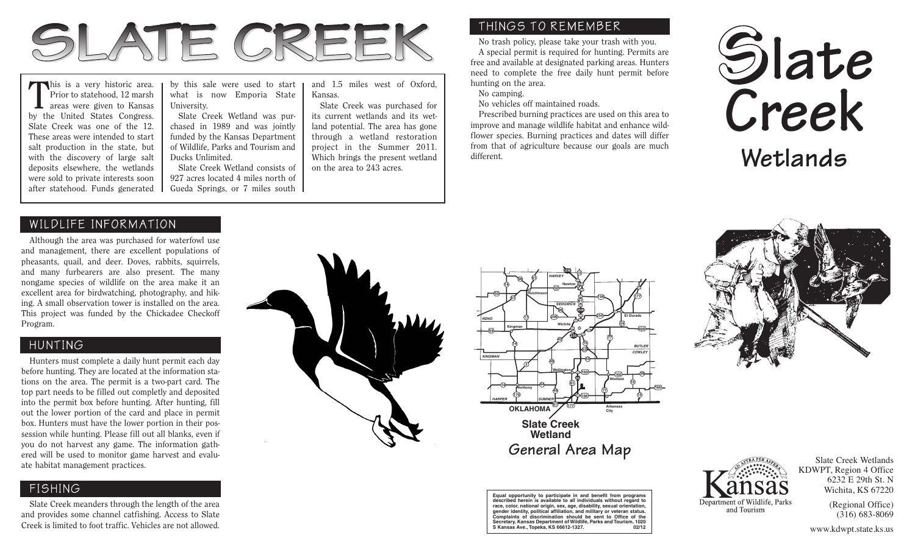# SLATE CREEK

This is a very historic area. Prior to statehood, 12 marsh areas were given to Kansas by the United States Congress. Slate Creek was one of the 12. These areas were intended to start salt production in the state, but with the discovery of large salt deposits elsewhere, the wetlands were sold to private interests soon after statehood. Funds generated by this sale were used to start what is now Emporia State University.

Slate Creek Wetland was purchased in 1989 and was jointly funded by the Kansas Department of Wildlife, Parks and Tourism and Ducks Unlimited.

Slate Creek Wetland consists of 927 acres located 4 miles north of Gueda Springs, or 7 miles south and 1.5 miles west of Oxford, Kansas.

Slate Creek was purchased for its current wetlands and its wetland potential. The area has gone through a wetland restoration project in the Summer 2011. Which brings the present wetland on the area to 243 acres.

## WILDLIFE INFORMATION

Although the area was purchased for waterfowl use and management, there are excellent populations of pheasants, quail, and deer. Doves, rabbits, squirrels, and many furbearers are also present. The many nongame species of wildlife on the area make it an excellent area for birdwatching, photography, and hiking. A small observation tower is installed on the area. This project was funded by the Chickadee Checkoff Program.

## HUNTING

Hunters must complete a daily hunt permit each day before hunting. They are located at the information stations on the area. The permit is a two-part card. The top part needs to be filled out completly and deposited into the permit box before hunting. After hunting, fill out the lower portion of the card and place in permit box. Hunters must have the lower portion in their possession while hunting. Please fill out all blanks, even if you do not harvest any game. The information gathered will be used to monitor game harvest and evaluate habitat management practices.

## FISHING

Slate Creek meanders through the length of the area and provides some channel catfishing. Access to Slate Creek is limited to foot traffic. Vehicles are not allowed.

## THINGS TO REMEMBER

No trash policy, please take your trash with you.

A special permit is required for hunting. Permits are free and available at designated parking areas. Hunters need to complete the free daily hunt permit before hunting on the area.

No camping.

No vehicles off maintained roads.

Prescribed burning practices are used on this area to improve and manage wildlife habitat and enhance wildflower species. Burning practices and dates will differ from that of agriculture because our goals are much different.

# Slate Creek Wetlands

Slate Creek Wetland
General Area Map

Equal opportunity to participate in and benefit from programs described herein is available to all individuals without regard to race, color, national origin, sex, age, disability, sexual orientation, gender identity, political affiliation, and military or veteran status. Complaints of discrimination should be sent to Office of the Secretary, Kansas Department of Wildlife, Parks and Tourism, 1020 S Kansas Ave., Topeka, KS 66612-1327. 02/12

Kansas Department of Wildlife, Parks and Tourism

Slate Creek Wetlands
KDWPT, Region 4 Office
6232 E 29th St. N
Wichita, KS 67220

(Regional Office)
(316) 683-8069

www.kdwpt.state.ks.us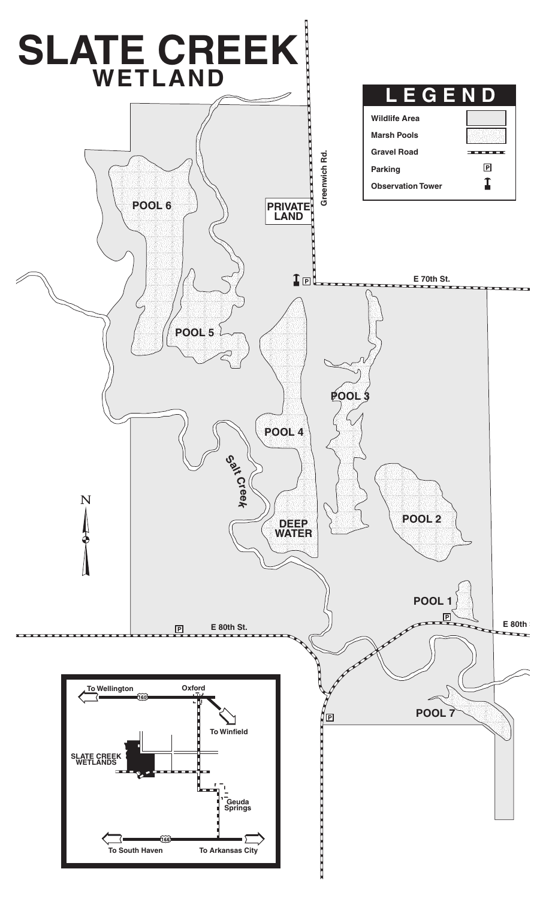# SLATE CREEK
## WETLAND

**LEGEND**

- Wildlife Area
- Marsh Pools
- Gravel Road
- Parking P
- Observation Tower

POOL 6

POOL 5

PRIVATE LAND

Greenwich Rd.

E 70th St.

POOL 4

POOL 3

Salt Creek

DEEP WATER

POOL 2

POOL 1

E 80th St.

E 80th

POOL 7

N

To Wellington

160

Oxford

To Winfield

SLATE CREEK WETLANDS

Geuda Springs

166

To South Haven

To Arkansas City